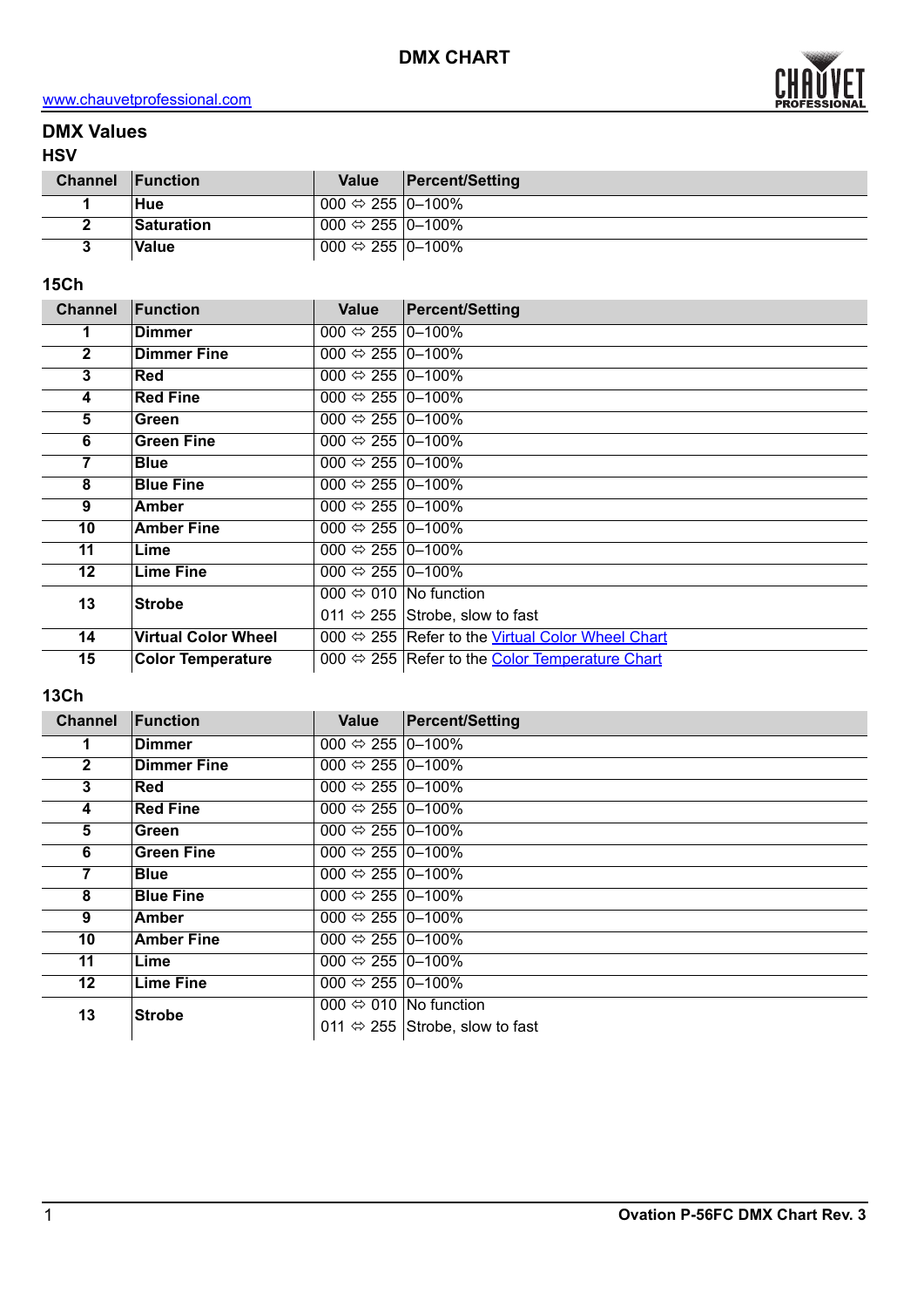# DMX CHART

www.chauvetprofessional.com

## DMX Values

### HSV

| Channel | Function | Value | Percent/Setting |
|---|---|---|---|
| 1 | Hue | 000 ⇔ 255 | 0–100% |
| 2 | Saturation | 000 ⇔ 255 | 0–100% |
| 3 | Value | 000 ⇔ 255 | 0–100% |

### 15Ch

| Channel | Function | Value | Percent/Setting |
|---|---|---|---|
| 1 | Dimmer | 000 ⇔ 255 | 0–100% |
| 2 | Dimmer Fine | 000 ⇔ 255 | 0–100% |
| 3 | Red | 000 ⇔ 255 | 0–100% |
| 4 | Red Fine | 000 ⇔ 255 | 0–100% |
| 5 | Green | 000 ⇔ 255 | 0–100% |
| 6 | Green Fine | 000 ⇔ 255 | 0–100% |
| 7 | Blue | 000 ⇔ 255 | 0–100% |
| 8 | Blue Fine | 000 ⇔ 255 | 0–100% |
| 9 | Amber | 000 ⇔ 255 | 0–100% |
| 10 | Amber Fine | 000 ⇔ 255 | 0–100% |
| 11 | Lime | 000 ⇔ 255 | 0–100% |
| 12 | Lime Fine | 000 ⇔ 255 | 0–100% |
| 13 | Strobe | 000 ⇔ 010 | No function |
| | | 011 ⇔ 255 | Strobe, slow to fast |
| 14 | Virtual Color Wheel | 000 ⇔ 255 | Refer to the Virtual Color Wheel Chart |
| 15 | Color Temperature | 000 ⇔ 255 | Refer to the Color Temperature Chart |

### 13Ch

| Channel | Function | Value | Percent/Setting |
|---|---|---|---|
| 1 | Dimmer | 000 ⇔ 255 | 0–100% |
| 2 | Dimmer Fine | 000 ⇔ 255 | 0–100% |
| 3 | Red | 000 ⇔ 255 | 0–100% |
| 4 | Red Fine | 000 ⇔ 255 | 0–100% |
| 5 | Green | 000 ⇔ 255 | 0–100% |
| 6 | Green Fine | 000 ⇔ 255 | 0–100% |
| 7 | Blue | 000 ⇔ 255 | 0–100% |
| 8 | Blue Fine | 000 ⇔ 255 | 0–100% |
| 9 | Amber | 000 ⇔ 255 | 0–100% |
| 10 | Amber Fine | 000 ⇔ 255 | 0–100% |
| 11 | Lime | 000 ⇔ 255 | 0–100% |
| 12 | Lime Fine | 000 ⇔ 255 | 0–100% |
| 13 | Strobe | 000 ⇔ 010 | No function |
| | | 011 ⇔ 255 | Strobe, slow to fast |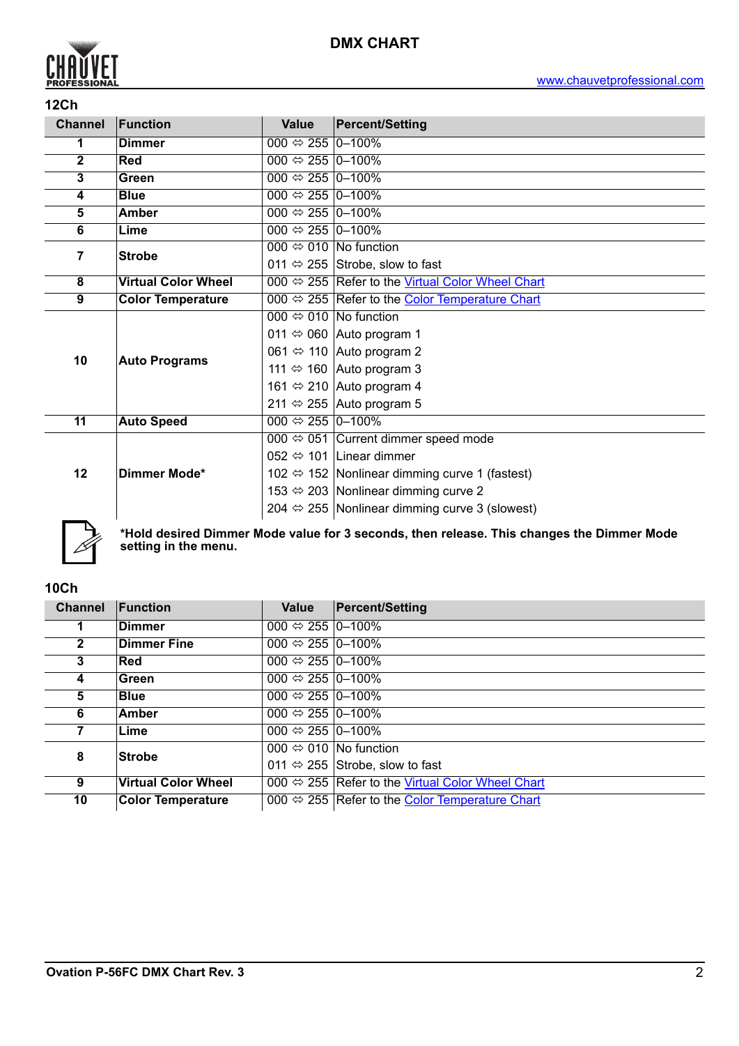# DMX CHART

## 12Ch

| Channel | Function | Value | Percent/Setting |
|---|---|---|---|
| 1 | **Dimmer** | 000 ⇔ 255 | 0–100% |
| 2 | **Red** | 000 ⇔ 255 | 0–100% |
| 3 | **Green** | 000 ⇔ 255 | 0–100% |
| 4 | **Blue** | 000 ⇔ 255 | 0–100% |
| 5 | **Amber** | 000 ⇔ 255 | 0–100% |
| 6 | **Lime** | 000 ⇔ 255 | 0–100% |
| 7 | **Strobe** | 000 ⇔ 010 | No function |
| | | 011 ⇔ 255 | Strobe, slow to fast |
| 8 | **Virtual Color Wheel** | 000 ⇔ 255 | Refer to the Virtual Color Wheel Chart |
| 9 | **Color Temperature** | 000 ⇔ 255 | Refer to the Color Temperature Chart |
| 10 | **Auto Programs** | 000 ⇔ 010 | No function |
| | | 011 ⇔ 060 | Auto program 1 |
| | | 061 ⇔ 110 | Auto program 2 |
| | | 111 ⇔ 160 | Auto program 3 |
| | | 161 ⇔ 210 | Auto program 4 |
| | | 211 ⇔ 255 | Auto program 5 |
| 11 | **Auto Speed** | 000 ⇔ 255 | 0–100% |
| 12 | **Dimmer Mode*** | 000 ⇔ 051 | Current dimmer speed mode |
| | | 052 ⇔ 101 | Linear dimmer |
| | | 102 ⇔ 152 | Nonlinear dimming curve 1 (fastest) |
| | | 153 ⇔ 203 | Nonlinear dimming curve 2 |
| | | 204 ⇔ 255 | Nonlinear dimming curve 3 (slowest) |

***Hold desired Dimmer Mode value for 3 seconds, then release. This changes the Dimmer Mode setting in the menu.**

## 10Ch

| Channel | Function | Value | Percent/Setting |
|---|---|---|---|
| 1 | **Dimmer** | 000 ⇔ 255 | 0–100% |
| 2 | **Dimmer Fine** | 000 ⇔ 255 | 0–100% |
| 3 | **Red** | 000 ⇔ 255 | 0–100% |
| 4 | **Green** | 000 ⇔ 255 | 0–100% |
| 5 | **Blue** | 000 ⇔ 255 | 0–100% |
| 6 | **Amber** | 000 ⇔ 255 | 0–100% |
| 7 | **Lime** | 000 ⇔ 255 | 0–100% |
| 8 | **Strobe** | 000 ⇔ 010 | No function |
| | | 011 ⇔ 255 | Strobe, slow to fast |
| 9 | **Virtual Color Wheel** | 000 ⇔ 255 | Refer to the Virtual Color Wheel Chart |
| 10 | **Color Temperature** | 000 ⇔ 255 | Refer to the Color Temperature Chart |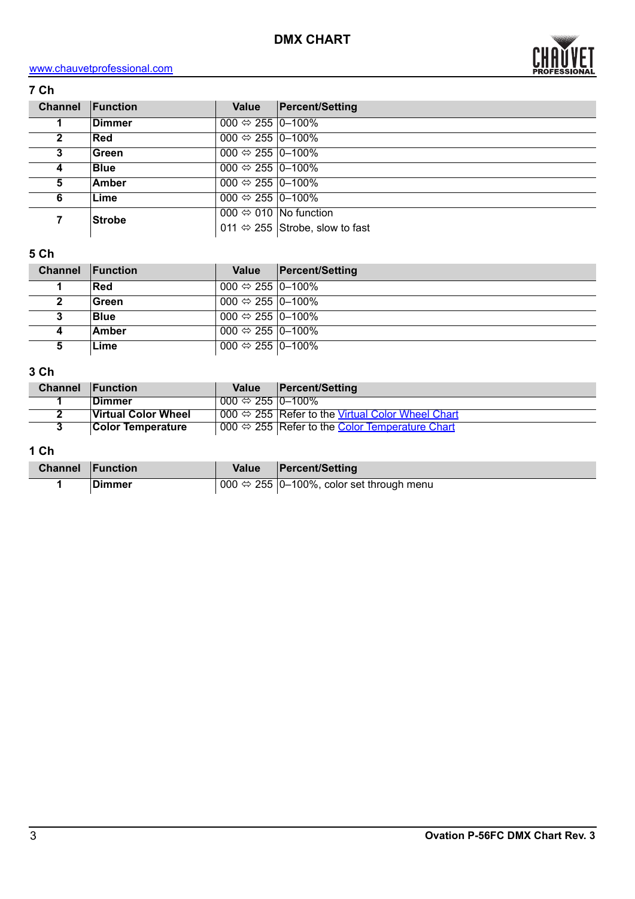# DMX CHART

www.chauvetprofessional.com

## 7 Ch

| Channel | Function | Value | Percent/Setting |
|---|---|---|---|
| 1 | **Dimmer** | 000 ⇔ 255 | 0–100% |
| 2 | **Red** | 000 ⇔ 255 | 0–100% |
| 3 | **Green** | 000 ⇔ 255 | 0–100% |
| 4 | **Blue** | 000 ⇔ 255 | 0–100% |
| 5 | **Amber** | 000 ⇔ 255 | 0–100% |
| 6 | **Lime** | 000 ⇔ 255 | 0–100% |
| 7 | **Strobe** | 000 ⇔ 010 | No function |
| | | 011 ⇔ 255 | Strobe, slow to fast |

## 5 Ch

| Channel | Function | Value | Percent/Setting |
|---|---|---|---|
| 1 | **Red** | 000 ⇔ 255 | 0–100% |
| 2 | **Green** | 000 ⇔ 255 | 0–100% |
| 3 | **Blue** | 000 ⇔ 255 | 0–100% |
| 4 | **Amber** | 000 ⇔ 255 | 0–100% |
| 5 | **Lime** | 000 ⇔ 255 | 0–100% |

## 3 Ch

| Channel | Function | Value | Percent/Setting |
|---|---|---|---|
| 1 | **Dimmer** | 000 ⇔ 255 | 0–100% |
| 2 | **Virtual Color Wheel** | 000 ⇔ 255 | Refer to the Virtual Color Wheel Chart |
| 3 | **Color Temperature** | 000 ⇔ 255 | Refer to the Color Temperature Chart |

## 1 Ch

| Channel | Function | Value | Percent/Setting |
|---|---|---|---|
| 1 | **Dimmer** | 000 ⇔ 255 | 0–100%, color set through menu |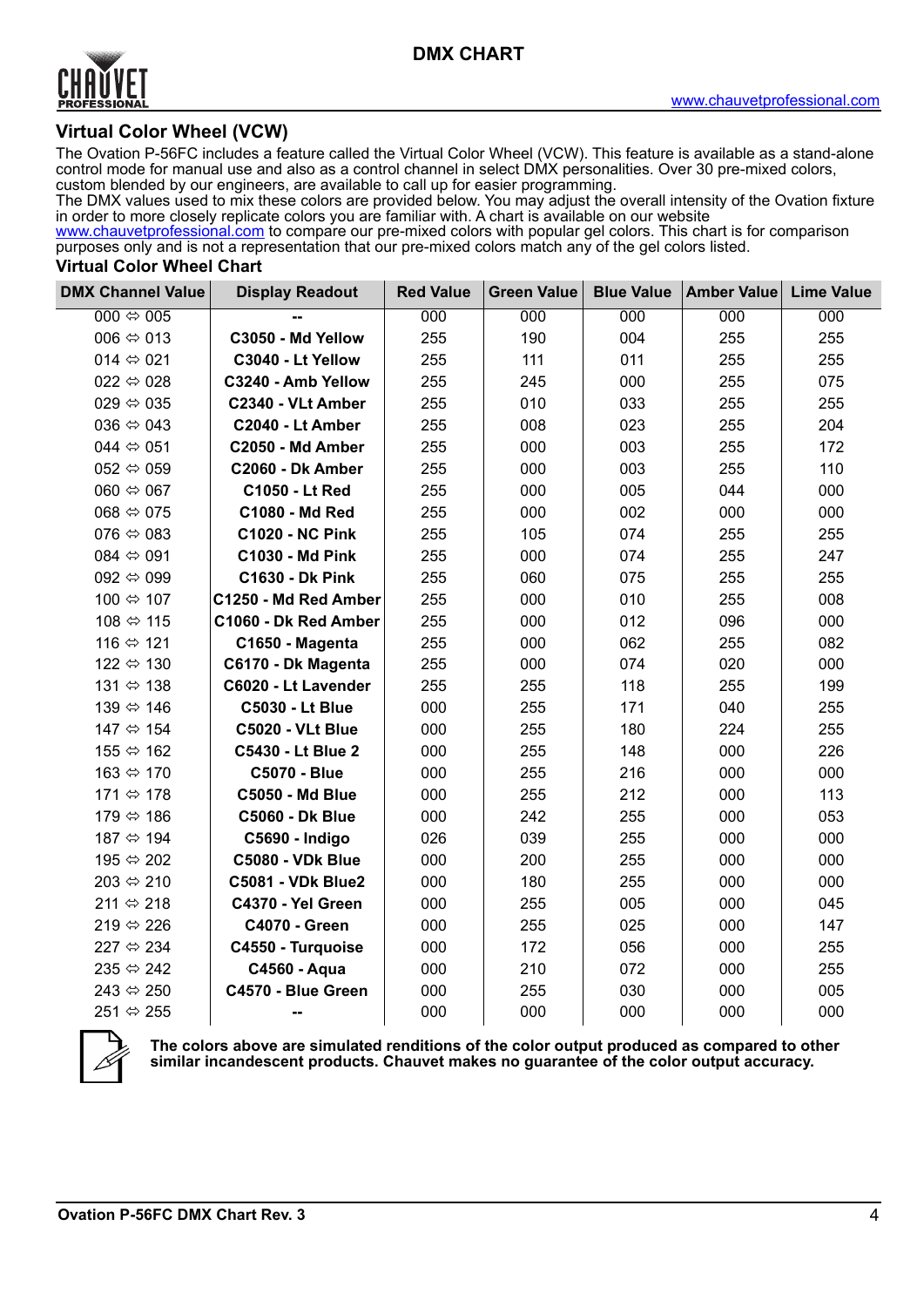# DMX CHART

## Virtual Color Wheel (VCW)

The Ovation P-56FC includes a feature called the Virtual Color Wheel (VCW). This feature is available as a stand-alone control mode for manual use and also as a control channel in select DMX personalities. Over 30 pre-mixed colors, custom blended by our engineers, are available to call up for easier programming.

The DMX values used to mix these colors are provided below. You may adjust the overall intensity of the Ovation fixture in order to more closely replicate colors you are familiar with. A chart is available on our website www.chauvetprofessional.com to compare our pre-mixed colors with popular gel colors. This chart is for comparison purposes only and is not a representation that our pre-mixed colors match any of the gel colors listed.

### Virtual Color Wheel Chart

| DMX Channel Value | Display Readout | Red Value | Green Value | Blue Value | Amber Value | Lime Value |
|---|---|---|---|---|---|---|
| 000 ⇔ 005 | -- | 000 | 000 | 000 | 000 | 000 |
| 006 ⇔ 013 | **C3050 - Md Yellow** | 255 | 190 | 004 | 255 | 255 |
| 014 ⇔ 021 | **C3040 - Lt Yellow** | 255 | 111 | 011 | 255 | 255 |
| 022 ⇔ 028 | **C3240 - Amb Yellow** | 255 | 245 | 000 | 255 | 075 |
| 029 ⇔ 035 | **C2340 - VLt Amber** | 255 | 010 | 033 | 255 | 255 |
| 036 ⇔ 043 | **C2040 - Lt Amber** | 255 | 008 | 023 | 255 | 204 |
| 044 ⇔ 051 | **C2050 - Md Amber** | 255 | 000 | 003 | 255 | 172 |
| 052 ⇔ 059 | **C2060 - Dk Amber** | 255 | 000 | 003 | 255 | 110 |
| 060 ⇔ 067 | **C1050 - Lt Red** | 255 | 000 | 005 | 044 | 000 |
| 068 ⇔ 075 | **C1080 - Md Red** | 255 | 000 | 002 | 000 | 000 |
| 076 ⇔ 083 | **C1020 - NC Pink** | 255 | 105 | 074 | 255 | 255 |
| 084 ⇔ 091 | **C1030 - Md Pink** | 255 | 000 | 074 | 255 | 247 |
| 092 ⇔ 099 | **C1630 - Dk Pink** | 255 | 060 | 075 | 255 | 255 |
| 100 ⇔ 107 | **C1250 - Md Red Amber** | 255 | 000 | 010 | 255 | 008 |
| 108 ⇔ 115 | **C1060 - Dk Red Amber** | 255 | 000 | 012 | 096 | 000 |
| 116 ⇔ 121 | **C1650 - Magenta** | 255 | 000 | 062 | 255 | 082 |
| 122 ⇔ 130 | **C6170 - Dk Magenta** | 255 | 000 | 074 | 020 | 000 |
| 131 ⇔ 138 | **C6020 - Lt Lavender** | 255 | 255 | 118 | 255 | 199 |
| 139 ⇔ 146 | **C5030 - Lt Blue** | 000 | 255 | 171 | 040 | 255 |
| 147 ⇔ 154 | **C5020 - VLt Blue** | 000 | 255 | 180 | 224 | 255 |
| 155 ⇔ 162 | **C5430 - Lt Blue 2** | 000 | 255 | 148 | 000 | 226 |
| 163 ⇔ 170 | **C5070 - Blue** | 000 | 255 | 216 | 000 | 000 |
| 171 ⇔ 178 | **C5050 - Md Blue** | 000 | 255 | 212 | 000 | 113 |
| 179 ⇔ 186 | **C5060 - Dk Blue** | 000 | 242 | 255 | 000 | 053 |
| 187 ⇔ 194 | **C5690 - Indigo** | 026 | 039 | 255 | 000 | 000 |
| 195 ⇔ 202 | **C5080 - VDk Blue** | 000 | 200 | 255 | 000 | 000 |
| 203 ⇔ 210 | **C5081 - VDk Blue2** | 000 | 180 | 255 | 000 | 000 |
| 211 ⇔ 218 | **C4370 - Yel Green** | 000 | 255 | 005 | 000 | 045 |
| 219 ⇔ 226 | **C4070 - Green** | 000 | 255 | 025 | 000 | 147 |
| 227 ⇔ 234 | **C4550 - Turquoise** | 000 | 172 | 056 | 000 | 255 |
| 235 ⇔ 242 | **C4560 - Aqua** | 000 | 210 | 072 | 000 | 255 |
| 243 ⇔ 250 | **C4570 - Blue Green** | 000 | 255 | 030 | 000 | 005 |
| 251 ⇔ 255 | -- | 000 | 000 | 000 | 000 | 000 |

**The colors above are simulated renditions of the color output produced as compared to other similar incandescent products. Chauvet makes no guarantee of the color output accuracy.**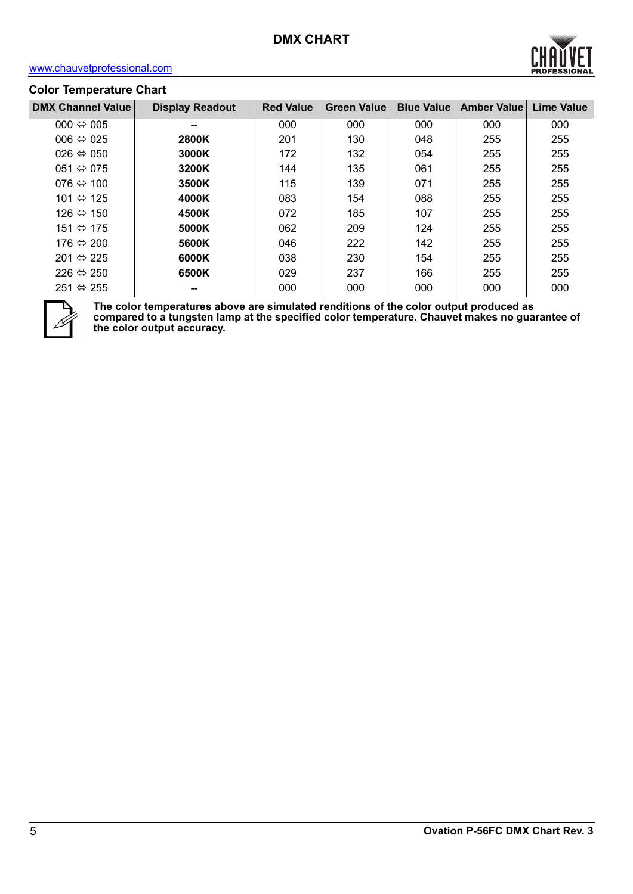## Color Temperature Chart

| DMX Channel Value | Display Readout | Red Value | Green Value | Blue Value | Amber Value | Lime Value |
|---|---|---|---|---|---|---|
| 000 ⇔ 005 | -- | 000 | 000 | 000 | 000 | 000 |
| 006 ⇔ 025 | **2800K** | 201 | 130 | 048 | 255 | 255 |
| 026 ⇔ 050 | **3000K** | 172 | 132 | 054 | 255 | 255 |
| 051 ⇔ 075 | **3200K** | 144 | 135 | 061 | 255 | 255 |
| 076 ⇔ 100 | **3500K** | 115 | 139 | 071 | 255 | 255 |
| 101 ⇔ 125 | **4000K** | 083 | 154 | 088 | 255 | 255 |
| 126 ⇔ 150 | **4500K** | 072 | 185 | 107 | 255 | 255 |
| 151 ⇔ 175 | **5000K** | 062 | 209 | 124 | 255 | 255 |
| 176 ⇔ 200 | **5600K** | 046 | 222 | 142 | 255 | 255 |
| 201 ⇔ 225 | **6000K** | 038 | 230 | 154 | 255 | 255 |
| 226 ⇔ 250 | **6500K** | 029 | 237 | 166 | 255 | 255 |
| 251 ⇔ 255 | -- | 000 | 000 | 000 | 000 | 000 |

**The color temperatures above are simulated renditions of the color output produced as compared to a tungsten lamp at the specified color temperature. Chauvet makes no guarantee of the color output accuracy.**